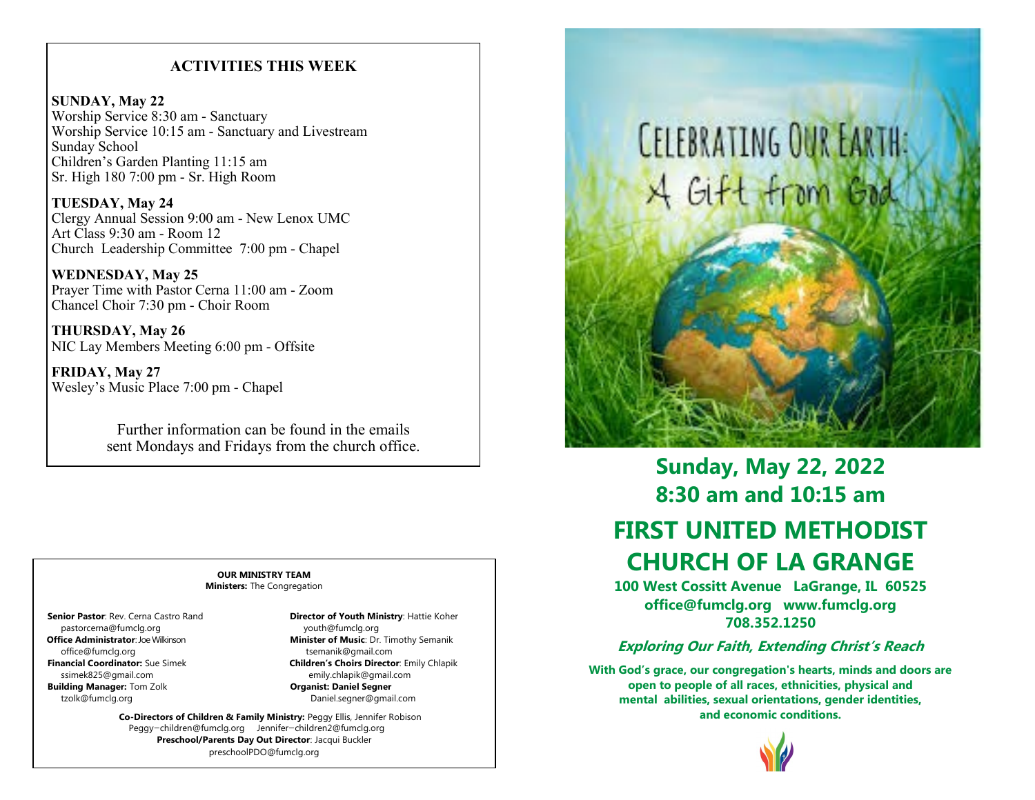## ACTIVITIES THIS WEEK

**SUNDAY, May 22**
Worship Service 8:30 am - Sanctuary
Worship Service 10:15 am - Sanctuary and Livestream
Sunday School
Children's Garden Planting 11:15 am
Sr. High 180 7:00 pm - Sr. High Room

**TUESDAY, May 24**
Clergy Annual Session 9:00 am - New Lenox UMC
Art Class 9:30 am - Room 12
Church Leadership Committee 7:00 pm - Chapel

**WEDNESDAY, May 25**
Prayer Time with Pastor Cerna 11:00 am - Zoom
Chancel Choir 7:30 pm - Choir Room

**THURSDAY, May 26**
NIC Lay Members Meeting 6:00 pm - Offsite

**FRIDAY, May 27**
Wesley's Music Place 7:00 pm - Chapel

Further information can be found in the emails sent Mondays and Fridays from the church office.

**OUR MINISTRY TEAM**
**Ministers:** The Congregation

**Senior Pastor**: Rev. Cerna Castro Rand
pastorcerna@fumclg.org
**Office Administrator**: Joe Wilkinson
office@fumclg.org
**Financial Coordinator:** Sue Simek
ssimek825@gmail.com
**Building Manager:** Tom Zolk
tzolk@fumclg.org

**Director of Youth Ministry**: Hattie Koher
youth@fumclg.org
**Minister of Music**: Dr. Timothy Semanik
tsemanik@gmail.com
**Children's Choirs Director**: Emily Chlapik
emily.chlapik@gmail.com
**Organist: Daniel Segner**
Daniel.segner@gmail.com

**Co-Directors of Children & Family Ministry:** Peggy Ellis, Jennifer Robison
Peggy−children@fumclg.org Jennifer−children2@fumclg.org
**Preschool/Parents Day Out Director**: Jacqui Buckler
preschoolPDO@fumclg.org

CELEBRATING OUR EARTH: A Gift from God

**Sunday, May 22, 2022**
**8:30 am and 10:15 am**

# FIRST UNITED METHODIST CHURCH OF LA GRANGE

**100 West Cossitt Avenue LaGrange, IL 60525**
**office@fumclg.org www.fumclg.org**
**708.352.1250**

***Exploring Our Faith, Extending Christ's Reach***

**With God's grace, our congregation's hearts, minds and doors are open to people of all races, ethnicities, physical and mental abilities, sexual orientations, gender identities, and economic conditions.**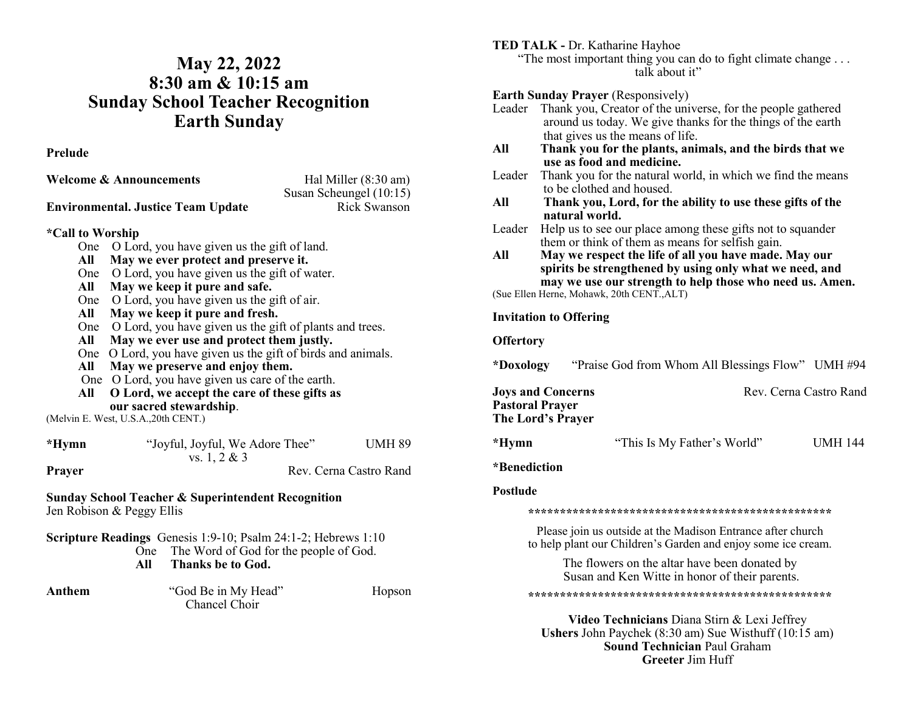# May 22, 2022
# 8:30 am & 10:15 am
# Sunday School Teacher Recognition
# Earth Sunday

**Prelude**

**Welcome & Announcements** Hal Miller (8:30 am)
Susan Scheungel (10:15)

**Environmental. Justice Team Update** Rick Swanson

**\*Call to Worship**

One O Lord, you have given us the gift of land.
**All May we ever protect and preserve it.**
One O Lord, you have given us the gift of water.
**All May we keep it pure and safe.**
One O Lord, you have given us the gift of air.
**All May we keep it pure and fresh.**
One O Lord, you have given us the gift of plants and trees.
**All May we ever use and protect them justly.**
One O Lord, you have given us the gift of birds and animals.
**All May we preserve and enjoy them.**
One O Lord, you have given us care of the earth.
**All O Lord, we accept the care of these gifts as our sacred stewardship**.

(Melvin E. West, U.S.A.,20th CENT.)

**\*Hymn** "Joyful, Joyful, We Adore Thee" vs. 1, 2 & 3 UMH 89

**Prayer** Rev. Cerna Castro Rand

**Sunday School Teacher & Superintendent Recognition**
Jen Robison & Peggy Ellis

**Scripture Readings** Genesis 1:9-10; Psalm 24:1-2; Hebrews 1:10
One The Word of God for the people of God.
**All Thanks be to God.**

**Anthem** "God Be in My Head" Hopson
Chancel Choir

**TED TALK -** Dr. Katharine Hayhoe
"The most important thing you can do to fight climate change . . . talk about it"

**Earth Sunday Prayer** (Responsively)

Leader Thank you, Creator of the universe, for the people gathered around us today. We give thanks for the things of the earth that gives us the means of life.
**All Thank you for the plants, animals, and the birds that we use as food and medicine.**
Leader Thank you for the natural world, in which we find the means to be clothed and housed.
**All Thank you, Lord, for the ability to use these gifts of the natural world.**
Leader Help us to see our place among these gifts not to squander them or think of them as means for selfish gain.
**All May we respect the life of all you have made. May our spirits be strengthened by using only what we need, and may we use our strength to help those who need us. Amen.**

(Sue Ellen Herne, Mohawk, 20th CENT.,ALT)

**Invitation to Offering**

**Offertory**

**\*Doxology** "Praise God from Whom All Blessings Flow" UMH #94

**Joys and Concerns** Rev. Cerna Castro Rand
**Pastoral Prayer**
**The Lord's Prayer**

**\*Hymn** "This Is My Father's World" UMH 144

**\*Benediction**

**Postlude**

\*\*\*\*\*\*\*\*\*\*\*\*\*\*\*\*\*\*\*\*\*\*\*\*\*\*\*\*\*\*\*\*\*\*\*\*\*\*\*\*\*\*\*\*\*\*\*\*

Please join us outside at the Madison Entrance after church to help plant our Children's Garden and enjoy some ice cream.

The flowers on the altar have been donated by Susan and Ken Witte in honor of their parents.

\*\*\*\*\*\*\*\*\*\*\*\*\*\*\*\*\*\*\*\*\*\*\*\*\*\*\*\*\*\*\*\*\*\*\*\*\*\*\*\*\*\*\*\*\*\*\*\*

**Video Technicians** Diana Stirn & Lexi Jeffrey
**Ushers** John Paychek (8:30 am) Sue Wisthuff (10:15 am)
**Sound Technician** Paul Graham
**Greeter** Jim Huff